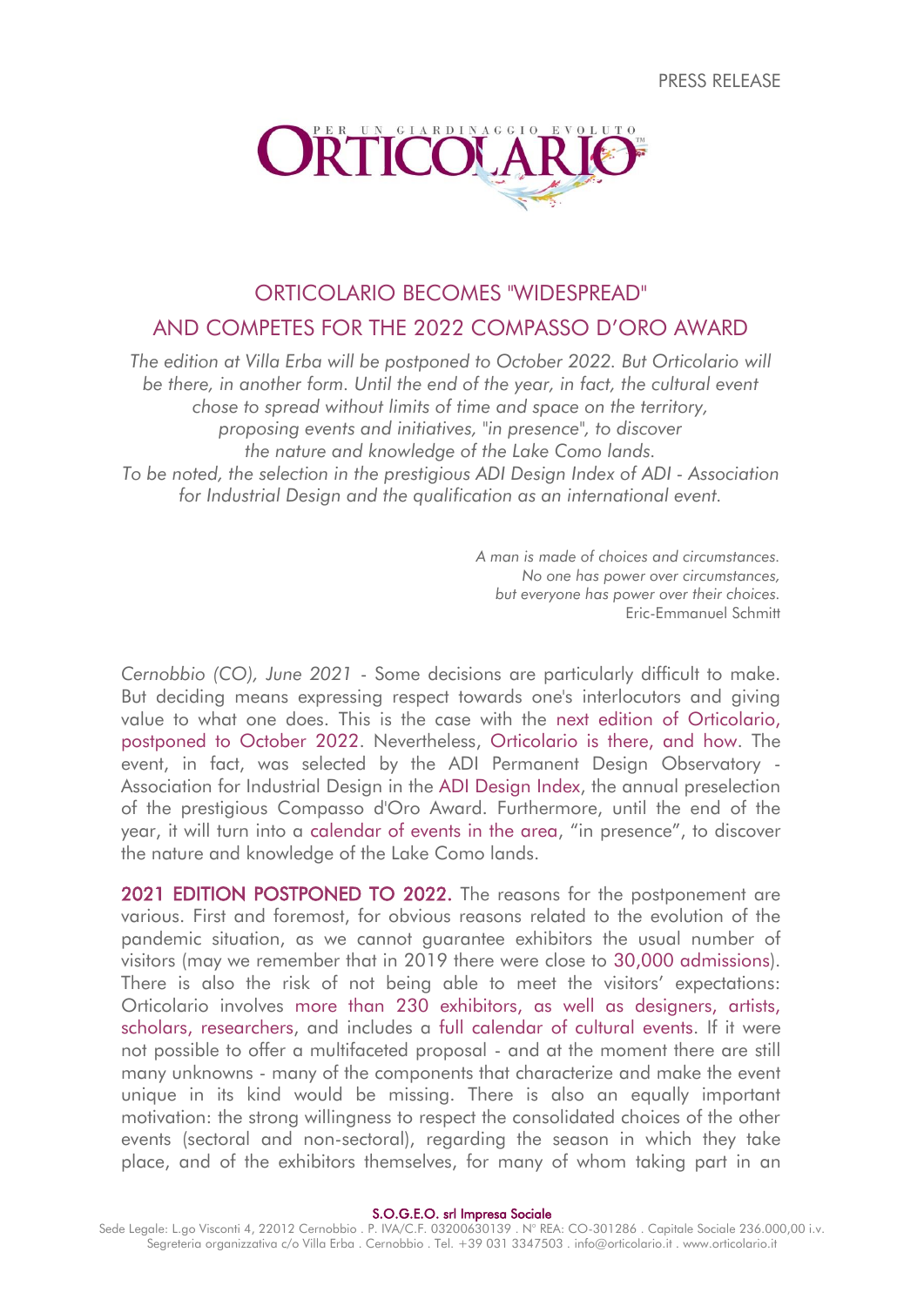PRESS RELEASE

PER UN GIARDINAGGIO EVOLUTO
ORTICOLARIO™

# ORTICOLARIO BECOMES "WIDESPREAD" AND COMPETES FOR THE 2022 COMPASSO D'ORO AWARD

*The edition at Villa Erba will be postponed to October 2022. But Orticolario will be there, in another form. Until the end of the year, in fact, the cultural event chose to spread without limits of time and space on the territory, proposing events and initiatives, "in presence", to discover the nature and knowledge of the Lake Como lands. To be noted, the selection in the prestigious ADI Design Index of ADI - Association for Industrial Design and the qualification as an international event.*

*A man is made of choices and circumstances.*
*No one has power over circumstances,*
*but everyone has power over their choices.*
Eric-Emmanuel Schmitt

*Cernobbio (CO), June 2021* - Some decisions are particularly difficult to make. But deciding means expressing respect towards one's interlocutors and giving value to what one does. This is the case with the next edition of Orticolario, postponed to October 2022. Nevertheless, Orticolario is there, and how. The event, in fact, was selected by the ADI Permanent Design Observatory - Association for Industrial Design in the ADI Design Index, the annual preselection of the prestigious Compasso d'Oro Award. Furthermore, until the end of the year, it will turn into a calendar of events in the area, "in presence", to discover the nature and knowledge of the Lake Como lands.

**2021 EDITION POSTPONED TO 2022.** The reasons for the postponement are various. First and foremost, for obvious reasons related to the evolution of the pandemic situation, as we cannot guarantee exhibitors the usual number of visitors (may we remember that in 2019 there were close to 30,000 admissions). There is also the risk of not being able to meet the visitors' expectations: Orticolario involves more than 230 exhibitors, as well as designers, artists, scholars, researchers, and includes a full calendar of cultural events. If it were not possible to offer a multifaceted proposal - and at the moment there are still many unknowns - many of the components that characterize and make the event unique in its kind would be missing. There is also an equally important motivation: the strong willingness to respect the consolidated choices of the other events (sectoral and non-sectoral), regarding the season in which they take place, and of the exhibitors themselves, for many of whom taking part in an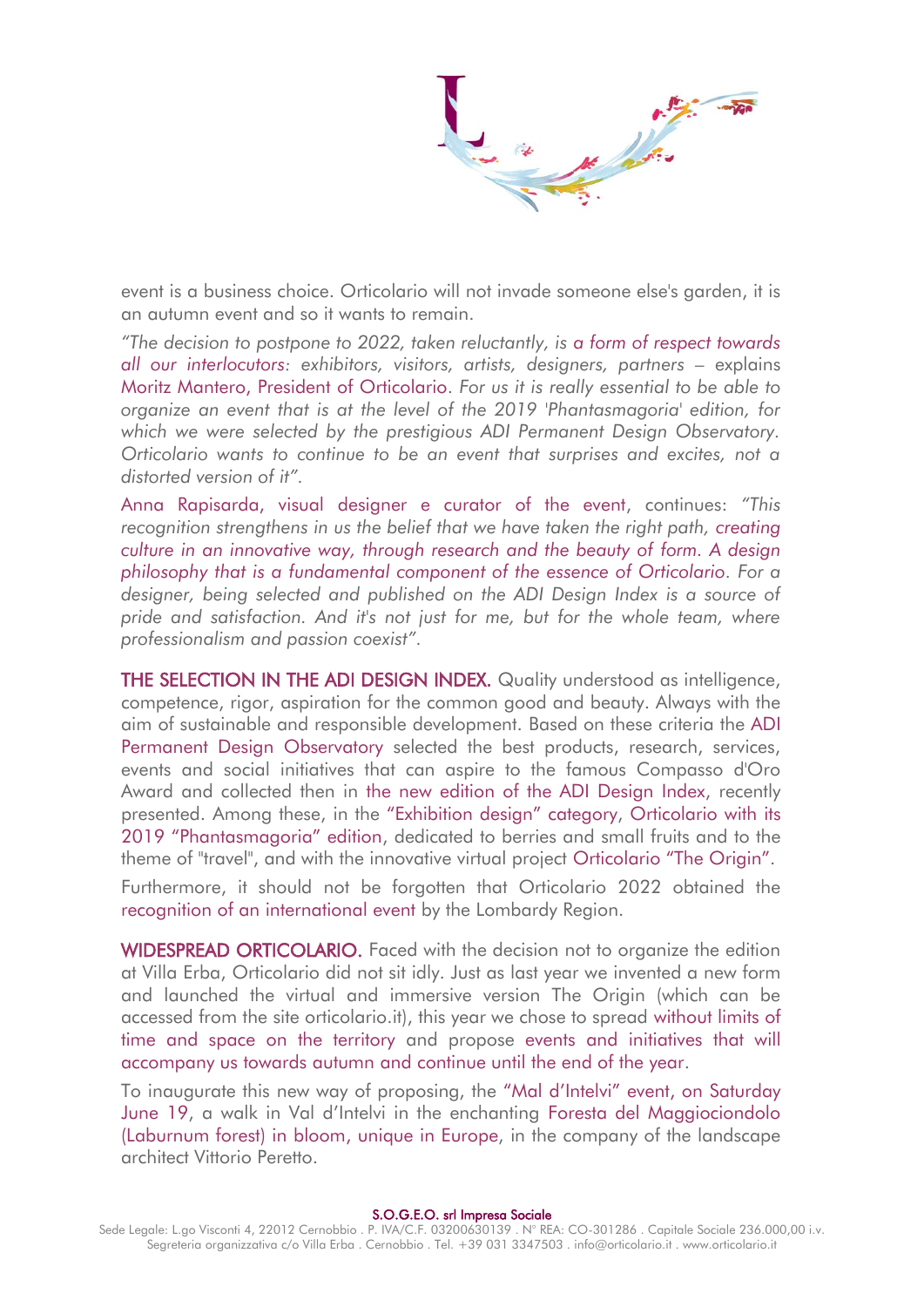event is a business choice. Orticolario will not invade someone else's garden, it is an autumn event and so it wants to remain.

*"The decision to postpone to 2022, taken reluctantly, is a form of respect towards all our interlocutors: exhibitors, visitors, artists, designers, partners* – explains Moritz Mantero, President of Orticolario. *For us it is really essential to be able to organize an event that is at the level of the 2019 'Phantasmagoria' edition, for which we were selected by the prestigious ADI Permanent Design Observatory. Orticolario wants to continue to be an event that surprises and excites, not a distorted version of it".*

Anna Rapisarda, visual designer e curator of the event, continues: *"This recognition strengthens in us the belief that we have taken the right path, creating culture in an innovative way, through research and the beauty of form. A design philosophy that is a fundamental component of the essence of Orticolario. For a designer, being selected and published on the ADI Design Index is a source of pride and satisfaction. And it's not just for me, but for the whole team, where professionalism and passion coexist".*

**THE SELECTION IN THE ADI DESIGN INDEX.** Quality understood as intelligence, competence, rigor, aspiration for the common good and beauty. Always with the aim of sustainable and responsible development. Based on these criteria the ADI Permanent Design Observatory selected the best products, research, services, events and social initiatives that can aspire to the famous Compasso d'Oro Award and collected then in the new edition of the ADI Design Index, recently presented. Among these, in the "Exhibition design" category, Orticolario with its 2019 "Phantasmagoria" edition, dedicated to berries and small fruits and to the theme of "travel", and with the innovative virtual project Orticolario "The Origin".

Furthermore, it should not be forgotten that Orticolario 2022 obtained the recognition of an international event by the Lombardy Region.

**WIDESPREAD ORTICOLARIO.** Faced with the decision not to organize the edition at Villa Erba, Orticolario did not sit idly. Just as last year we invented a new form and launched the virtual and immersive version The Origin (which can be accessed from the site orticolario.it), this year we chose to spread without limits of time and space on the territory and propose events and initiatives that will accompany us towards autumn and continue until the end of the year.

To inaugurate this new way of proposing, the "Mal d'Intelvi" event, on Saturday June 19, a walk in Val d'Intelvi in the enchanting Foresta del Maggiociondolo (Laburnum forest) in bloom, unique in Europe, in the company of the landscape architect Vittorio Peretto.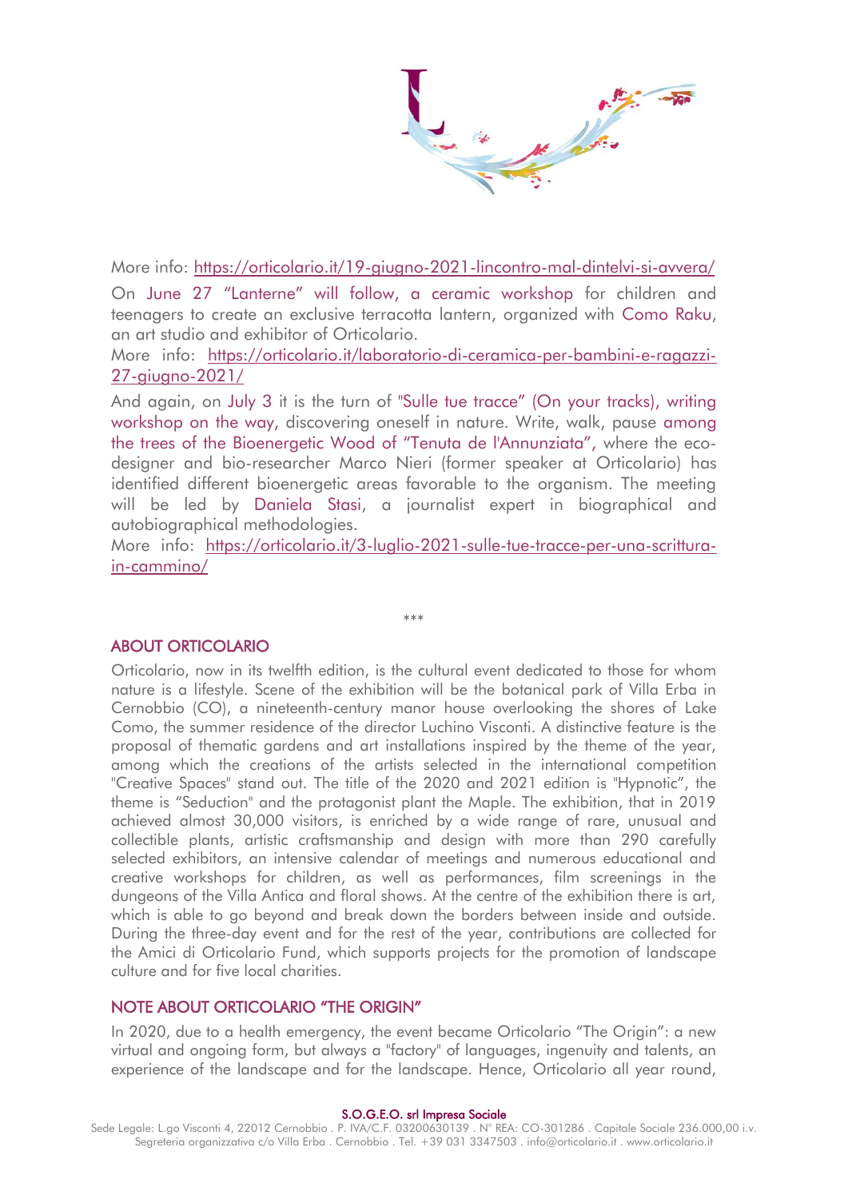More info: https://orticolario.it/19-giugno-2021-lincontro-mal-dintelvi-si-avvera/

On June 27 "Lanterne" will follow, a ceramic workshop for children and teenagers to create an exclusive terracotta lantern, organized with Como Raku, an art studio and exhibitor of Orticolario.
More info: https://orticolario.it/laboratorio-di-ceramica-per-bambini-e-ragazzi-27-giugno-2021/

And again, on July 3 it is the turn of "Sulle tue tracce" (On your tracks), writing workshop on the way, discovering oneself in nature. Write, walk, pause among the trees of the Bioenergetic Wood of "Tenuta de l'Annunziata", where the eco-designer and bio-researcher Marco Nieri (former speaker at Orticolario) has identified different bioenergetic areas favorable to the organism. The meeting will be led by Daniela Stasi, a journalist expert in biographical and autobiographical methodologies.
More info: https://orticolario.it/3-luglio-2021-sulle-tue-tracce-per-una-scrittura-in-cammino/

***

## ABOUT ORTICOLARIO

Orticolario, now in its twelfth edition, is the cultural event dedicated to those for whom nature is a lifestyle. Scene of the exhibition will be the botanical park of Villa Erba in Cernobbio (CO), a nineteenth-century manor house overlooking the shores of Lake Como, the summer residence of the director Luchino Visconti. A distinctive feature is the proposal of thematic gardens and art installations inspired by the theme of the year, among which the creations of the artists selected in the international competition "Creative Spaces" stand out. The title of the 2020 and 2021 edition is "Hypnotic", the theme is "Seduction" and the protagonist plant the Maple. The exhibition, that in 2019 achieved almost 30,000 visitors, is enriched by a wide range of rare, unusual and collectible plants, artistic craftsmanship and design with more than 290 carefully selected exhibitors, an intensive calendar of meetings and numerous educational and creative workshops for children, as well as performances, film screenings in the dungeons of the Villa Antica and floral shows. At the centre of the exhibition there is art, which is able to go beyond and break down the borders between inside and outside. During the three-day event and for the rest of the year, contributions are collected for the Amici di Orticolario Fund, which supports projects for the promotion of landscape culture and for five local charities.

## NOTE ABOUT ORTICOLARIO "THE ORIGIN"

In 2020, due to a health emergency, the event became Orticolario "The Origin": a new virtual and ongoing form, but always a "factory" of languages, ingenuity and talents, an experience of the landscape and for the landscape. Hence, Orticolario all year round,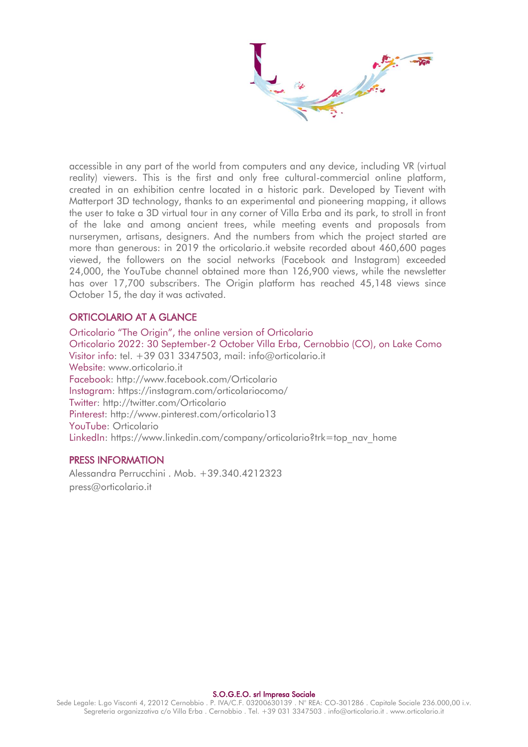accessible in any part of the world from computers and any device, including VR (virtual reality) viewers. This is the first and only free cultural-commercial online platform, created in an exhibition centre located in a historic park. Developed by Tievent with Matterport 3D technology, thanks to an experimental and pioneering mapping, it allows the user to take a 3D virtual tour in any corner of Villa Erba and its park, to stroll in front of the lake and among ancient trees, while meeting events and proposals from nurserymen, artisans, designers. And the numbers from which the project started are more than generous: in 2019 the orticolario.it website recorded about 460,600 pages viewed, the followers on the social networks (Facebook and Instagram) exceeded 24,000, the YouTube channel obtained more than 126,900 views, while the newsletter has over 17,700 subscribers. The Origin platform has reached 45,148 views since October 15, the day it was activated.

## ORTICOLARIO AT A GLANCE

Orticolario "The Origin", the online version of Orticolario
Orticolario 2022: 30 September-2 October Villa Erba, Cernobbio (CO), on Lake Como
Visitor info: tel. +39 031 3347503, mail: info@orticolario.it
Website: www.orticolario.it
Facebook: http://www.facebook.com/Orticolario
Instagram: https://instagram.com/orticolariocomo/
Twitter: http://twitter.com/Orticolario
Pinterest: http://www.pinterest.com/orticolario13
YouTube: Orticolario
LinkedIn: https://www.linkedin.com/company/orticolario?trk=top_nav_home

## PRESS INFORMATION

Alessandra Perrucchini . Mob. +39.340.4212323
press@orticolario.it

**S.O.G.E.O. srl Impresa Sociale**
Sede Legale: L.go Visconti 4, 22012 Cernobbio . P. IVA/C.F. 03200630139 . N° REA: CO-301286 . Capitale Sociale 236.000,00 i.v.
Segreteria organizzativa c/o Villa Erba . Cernobbio . Tel. +39 031 3347503 . info@orticolario.it . www.orticolario.it